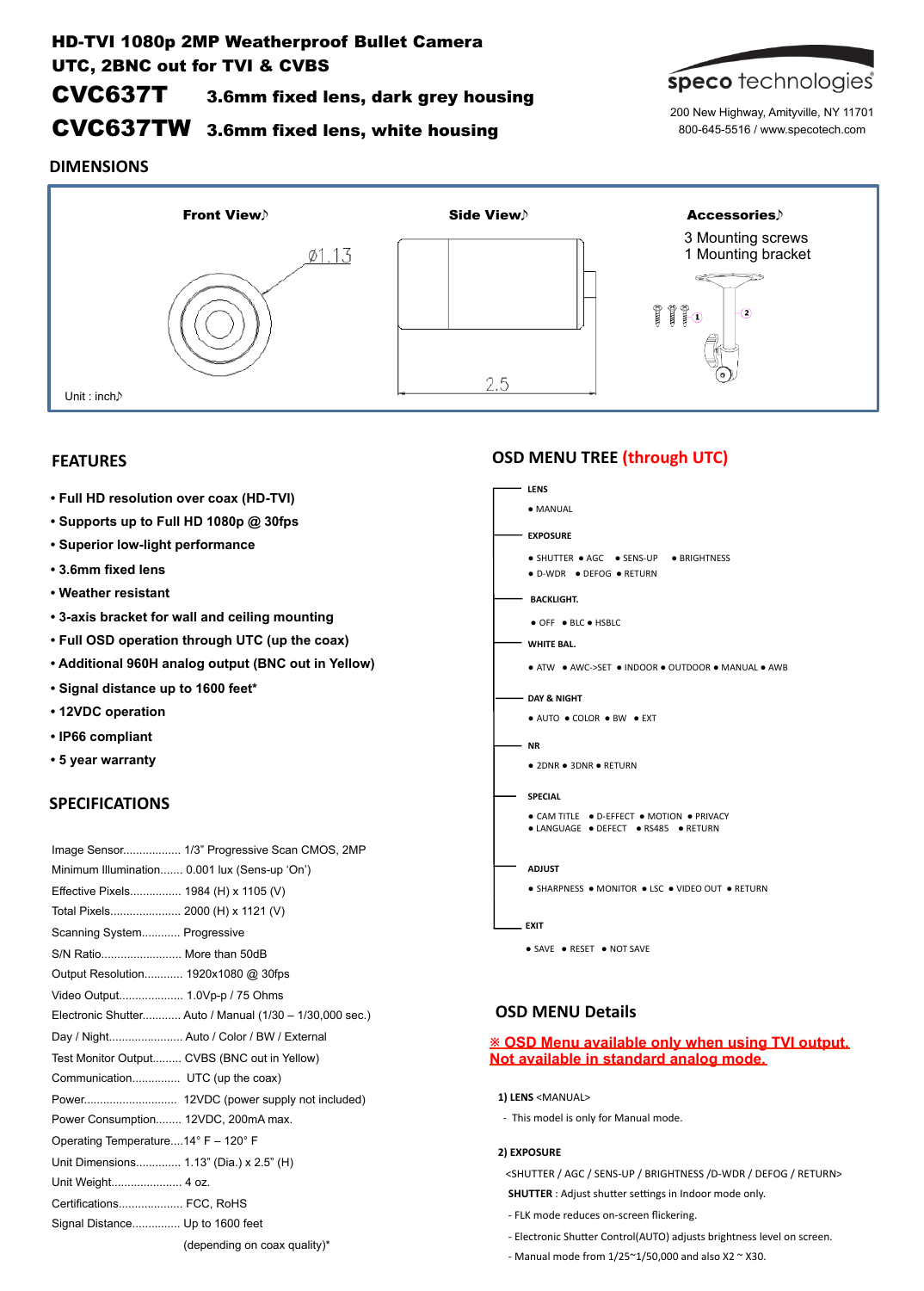# HD-TVI 1080p 2MP Weatherproof Bullet Camera

**UTC, 2BNC out for TVI & CVBS**

**CVC637T** 3.6mm fixed lens, dark grey housing

**CVC637TW** 3.6mm fixed lens, white housing

speco technologies

200 New Highway, Amityville, NY 11701
800-645-5516 / www.specotech.com

## DIMENSIONS

**Front View**

Ø1.13

**Side View**

2.5

**Accessories**

3 Mounting screws
1 Mounting bracket

Unit : inch

## FEATURES

- Full HD resolution over coax (HD-TVI)
- Supports up to Full HD 1080p @ 30fps
- Superior low-light performance
- 3.6mm fixed lens
- Weather resistant
- 3-axis bracket for wall and ceiling mounting
- Full OSD operation through UTC (up the coax)
- Additional 960H analog output (BNC out in Yellow)
- Signal distance up to 1600 feet*
- 12VDC operation
- IP66 compliant
- 5 year warranty

## SPECIFICATIONS

Image Sensor.................. 1/3" Progressive Scan CMOS, 2MP
Minimum Illumination....... 0.001 lux (Sens-up 'On')
Effective Pixels................ 1984 (H) x 1105 (V)
Total Pixels...................... 2000 (H) x 1121 (V)
Scanning System............ Progressive
S/N Ratio......................... More than 50dB
Output Resolution............ 1920x1080 @ 30fps
Video Output.................... 1.0Vp-p / 75 Ohms
Electronic Shutter............ Auto / Manual (1/30 – 1/30,000 sec.)
Day / Night....................... Auto / Color / BW / External
Test Monitor Output......... CVBS (BNC out in Yellow)
Communication............... UTC (up the coax)
Power............................. 12VDC (power supply not included)
Power Consumption........ 12VDC, 200mA max.
Operating Temperature....14° F – 120° F
Unit Dimensions.............. 1.13" (Dia.) x 2.5" (H)
Unit Weight...................... 4 oz.
Certifications.................... FCC, RoHS
Signal Distance............... Up to 1600 feet
(depending on coax quality)*

## OSD MENU TREE (through UTC)

- **LENS**
  - MANUAL
- **EXPOSURE**
  - SHUTTER ● AGC ● SENS-UP ● BRIGHTNESS
  - D-WDR ● DEFOG ● RETURN
- **BACKLIGHT.**
  - OFF ● BLC ● HSBLC
- **WHITE BAL.**
  - ATW ● AWC->SET ● INDOOR ● OUTDOOR ● MANUAL ● AWB
- **DAY & NIGHT**
  - AUTO ● COLOR ● BW ● EXT
- **NR**
  - 2DNR ● 3DNR ● RETURN
- **SPECIAL**
  - CAM TITLE ● D-EFFECT ● MOTION ● PRIVACY
  - LANGUAGE ● DEFECT ● RS485 ● RETURN
- **ADJUST**
  - SHARPNESS ● MONITOR ● LSC ● VIDEO OUT ● RETURN
- **EXIT**
  - SAVE ● RESET ● NOT SAVE

## OSD MENU Details

**※ OSD Menu available only when using TVI output. Not available in standard analog mode.**

**1) LENS** <MANUAL>

- This model is only for Manual mode.

**2) EXPOSURE**

<SHUTTER / AGC / SENS-UP / BRIGHTNESS /D-WDR / DEFOG / RETURN>

**SHUTTER** : Adjust shutter settings in Indoor mode only.

- FLK mode reduces on-screen flickering.
- Electronic Shutter Control(AUTO) adjusts brightness level on screen.
- Manual mode from 1/25~1/50,000 and also X2 ~ X30.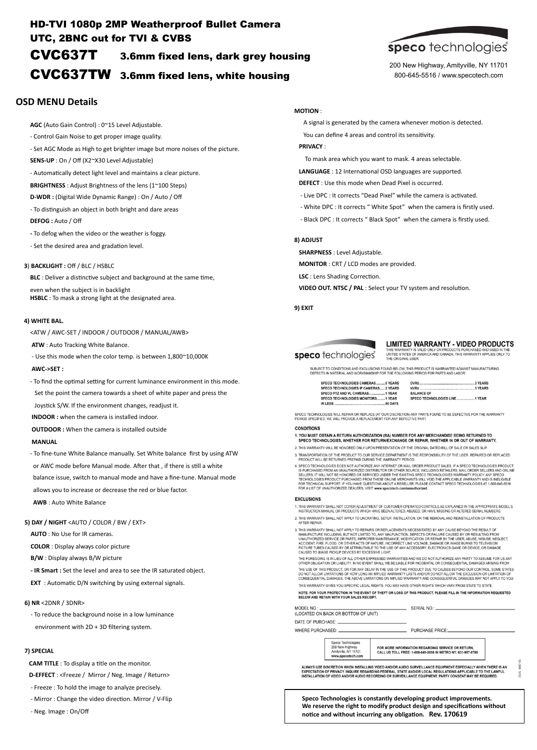# HD-TVI 1080p 2MP Weatherproof Bullet Camera
## UTC, 2BNC out for TVI & CVBS

## CVC637T 3.6mm fixed lens, dark grey housing
## CVC637TW 3.6mm fixed lens, white housing

**speco technologies**

200 New Highway, Amityville, NY 11701
800-645-5516 / www.specotech.com

## OSD MENU Details

**AGC** (Auto Gain Control) : 0~15 Level Adjustable.

- Control Gain Noise to get proper image quality.
- Set AGC Mode as High to get brighter image but more noises of the picture.

**SENS-UP** : On / Off (X2~X30 Level Adjustable)

- Automatically detect light level and maintains a clear picture.

**BRIGHTNESS** : Adjust Brightness of the lens (1~100 Steps)

**D-WDR :** (Digital Wide Dynamic Range) : On / Auto / Off

- To distinguish an object in both bright and dare areas

**DEFOG :** Auto / Off

- To defog when the video or the weather is foggy.
- Set the desired area and gradation level.

**3) BACKLIGHT :** Off / BLC / HSBLC

**BLC** : Deliver a distinctive subject and background at the same time, even when the subject is in backlight

**HSBLC** : To mask a strong light at the designated area.

**4) WHITE BAL.**

<ATW / AWC-SET / INDOOR / OUTDOOR / MANUAL/AWB>

**ATW** : Auto Tracking White Balance.

- Use this mode when the color temp. is between 1,800~10,000K

**AWC->SET :**

- To find the optimal setting for current luminance environment in this mode. Set the point the camera towards a sheet of white paper and press the Joystick S/W. If the environment changes, readjust it.

**INDOOR :** when the camera is installed indoor.

**OUTDOOR :** When the camera is installed outside

**MANUAL**

- To fine-tune White Balance manually. Set White balance first by using ATW or AWC mode before Manual mode. After that , if there is still a white balance issue, switch to manual mode and have a fine-tune. Manual mode allows you to increase or decrease the red or blue factor.

**AWB** : Auto White Balance

**5) DAY / NIGHT** <AUTO / COLOR / BW / EXT>

**AUTO** : No Use for IR cameras.

**COLOR** : Display always color picture

**B/W** : Display always B/W picture

**- IR Smart :** Set the level and area to see the IR saturated object.

**EXT** : Automatic D/N switching by using external signals.

**6) NR** <2DNR / 3DNR>

- To reduce the background noise in a low luminance environment with 2D + 3D filtering system.

**7) SPECIAL**

**CAM TITLE** : To display a title on the monitor.

**D-EFFECT** : <Freeze / Mirror / Neg. Image / Return>

- Freeze : To hold the image to analyze precisely.
- Mirror : Change the video direction. Mirror / V-Flip
- Neg. Image : On/Off

**MOTION** :

A signal is generated by the camera whenever motion is detected. You can define 4 areas and control its sensitivity.

**PRIVACY** :

To mask area which you want to mask. 4 areas selectable.

**LANGUAGE** : 12 International OSD languages are supported.

**DEFECT** : Use this mode when Dead Pixel is occurred.

- Live DPC : It corrects "Dead Pixel" while the camera is activated.
- White DPC : It corrects " White Spot" when the camera is firstly used.
- Black DPC : It corrects " Black Spot" when the camera is firstly used.

**8) ADJUST**

**SHARPNESS** : Level Adjustable.

**MONITOR** : CRT / LCD modes are provided.

**LSC** : Lens Shading Correction.

**VIDEO OUT. NTSC / PAL** : Select your TV system and resolution.

**9) EXIT**

## LIMITED WARRANTY - VIDEO PRODUCTS

THIS WARRANTY IS VALID ONLY ON PRODUCTS PURCHASED AND USED IN THE UNITED STATES OF AMERICA AND CANADA. THIS WARRANTY APPLIES ONLY TO THE ORIGINAL USER.

SUBJECT TO CONDITIONS AND EXCLUSIONS FOUND BELOW, THIS PRODUCT IS WARRANTED AGAINST MANUFACTURING DEFECTS IN MATERIAL AND WORKMANSHIP FOR THE FOLLOWING PERIOD FOR PARTS AND LABOR:

| | | | |
|---|---|---|---|
| SPECO TECHNOLOGIES CAMERAS | 5 YEARS | DVRS | 3 YEARS |
| SPECO TECHNOLOGIES IP CAMERAS | 2 YEARS | NVRs | 3 YEARS |
| SPECO PTZ AND VL CAMERAS | 1 YEAR | BALANCE OF | |
| SPECO TECHNOLOGIES MONITORS | 1 YEAR | SPECO TECHNOLOGIES LINE | 1 YEAR |
| IR LEDS | 90 DAYS | | |

SPECO TECHNOLOGIES WILL REPAIR OR REPLACE (AT OUR DISCRETION) ANY PARTS FOUND TO BE DEFECTIVE FOR THE WARRANTY PERIOD SPECIFIED. WE WILL PROVIDE A REPLACEMENT FOR ANY DEFECTIVE PART.

**CONDITIONS**

1. **YOU MUST OBTAIN A RETURN AUTHORIZATION (RA) NUMBER FOR ANY MERCHANDISE BEING RETURNED TO SPECO TECHNOLOGIES, WHETHER FOR RETURN/EXCHANGE OR REPAIR, WHETHER IN OR OUT OF WARRANTY.**
2. THIS WARRANTY WILL BE HONORED ONLY UPON PRESENTATION OF THE ORIGINAL DATED BILL OF SALE OR SALES SLIP.
3. TRANSPORTATION OF THE PRODUCT TO OUR SERVICE DEPARTMENT IS THE RESPONSIBILITY OF THE USER. REPAIRED OR REPLACED PRODUCT WILL BE RETURNED PREPAID DURING THE WARRANTY PERIOD.
4. SPECO TECHNOLOGIES DOES NOT AUTHORIZE ANY INTERNET OR MAIL ORDER PRODUCT SALES. IF A SPECO TECHNOLOGIES PRODUCT IS PURCHASED FROM AN UNAUTHORIZED DISTRIBUTOR OR OTHER SOURCE, INCLUDING RETAILERS, MAIL ORDER SELLERS AND ONLINE SELLERS, IT WILL NOT BE HONORED OR SERVICED UNDER THE EXISTING SPECO TECHNOLOGIES WARRANTY POLICY. ANY SPECO TECHNOLOGIES PRODUCT PURCHASED FROM THESE ONLINE MERCHANTS WILL VOID THE APPLICABLE WARRANTY AND IS INELIGIBLE FOR TECHNICAL SUPPORT. IF YOU HAVE QUESTIONS ABOUT A RESELLER, PLEASE CONTACT SPECO TECHNOLOGIES AT 1-800-645-5516 FOR A LIST OF UNAUTHORIZED DEALERS, VISIT: **www.specotech.com/unauthorized.**

**EXCLUSIONS**

1. THIS WARRANTY SHALL NOT COVER ADJUSTMENT OF CUSTOMER OPERATED CONTROLS AS EXPLAINED IN THE APPROPRIATE MODEL'S INSTRUCTION MANUAL OR PRODUCTS WHICH HAVE BEEN ALTERED, ABUSED, OR HAVE MISSING OR ALTERED SERIAL NUMBERS.
2. THIS WARRANTY SHALL NOT APPLY TO UNCRATING, SETUP, INSTALLATION, OR THE REMOVAL AND REINSTALLATION OF PRODUCTS AFTER REPAIR.
3. THIS WARRANTY SHALL NOT APPLY TO REPAIRS OR REPLACEMENTS NECESSITATED BY ANY CAUSE BEYOND THE RESULT OF MANUFACTURE INCLUDING, BUT NOT LIMITED TO, ANY MALFUNCTION, DEFECTS OR FAILURE CAUSED BY OR RESULTING FROM UNAUTHORIZED SERVICE OR PARTS, IMPROPER MAINTENANCE, MODIFICATION OR REPAIR BY THE USER, ABUSE, MISUSE, NEGLECT, ACCIDENT, FIRE, FLOOD, OR OTHER ACTS OF NATURE, INCORRECT LINE VOLTAGE, DAMAGE OR IMAGE BURNS TO TELEVISION PICTURE TUBES CAUSED BY OR ATTRIBUTABLE TO THE USE OF ANY ACCESSORY, ELECTRONICS GAME OR DEVICE, OR DAMAGE CAUSED TO IMAGE PICKUP DEVICES BY EXCESSIVE LIGHT.

THE FOREGOING IS IN LIEU OF ALL OTHER EXPRESSED WARRANTIES AND WE DO NOT AUTHORIZE ANY PARTY TO ASSUME FOR US ANY OTHER OBLIGATION OR LIABILITY. IN NO EVENT SHALL WE BE LIABLE FOR INCIDENTAL OR CONSEQUENTIAL DAMAGES ARISING FROM THE USE OF THIS PRODUCT, OR FOR ANY DELAY IN THE USE OF THIS PRODUCT DUE TO CAUSES BEYOND OUR CONTROL. SOME STATES DO NOT ALLOW LIMITATIONS OF HOW LONG AN IMPLIED WARRANTY LASTS AND/OR DO NOT ALLOW THE EXCLUSION OR LIMITATION OF CONSEQUENTIAL DAMAGES. THE ABOVE LIMITATIONS ON IMPLIED WARRANTY AND CONSEQUENTIAL DAMAGES MAY NOT APPLY TO YOU.

THIS WARRANTY GIVES YOU SPECIFIC LEGAL RIGHTS. YOU MAY HAVE OTHER RIGHTS WHICH VARY FROM STATE TO STATE.

**NOTE: FOR YOUR PROTECTION IN THE EVENT OF THEFT OR LOSS OF THIS PRODUCT, PLEASE FILL IN THE INFORMATION REQUESTED BELOW AND RETAIN WITH YOUR SALES RECEIPT.**

MODEL NO.: ____________________ SERIAL NO.: ____________________
(LOCATED ON BACK OR BOTTOM OF UNIT)

DATE OF PURCHASE: ____________________

WHERE PURCHASED: ____________________ PURCHASE PRICE: ____________________

Speco Technologies
200 New Highway
Amityville, NY 11701
www.specotech.com

FOR MORE INFORMATION REGARDING SERVICE OR RETURN, CALL US TOLL FREE: 1-800-645-5516 IN METRO NY: 631-957-8700

ALWAYS USE DISCRETION WHEN INSTALLING VIDEO AND/OR AUDIO SURVEILLANCE EQUIPMENT ESPECIALLY WHEN THERE IS AN EXPECTATION OF PRIVACY. INQUIRE REGARDING FEDERAL, STATE AND/OR LOCAL REGULATIONS APPLICABLE TO THE LAWFUL INSTALLATION OF VIDEO AND/OR AUDIO RECORDING OR SURVEILLANCE EQUIPMENT. PARTY CONSENT MAY BE REQUIRED.

**Speco Technologies is constantly developing product improvements. We reserve the right to modify product design and specifications without notice and without incurring any obligation. Rev. 170619**